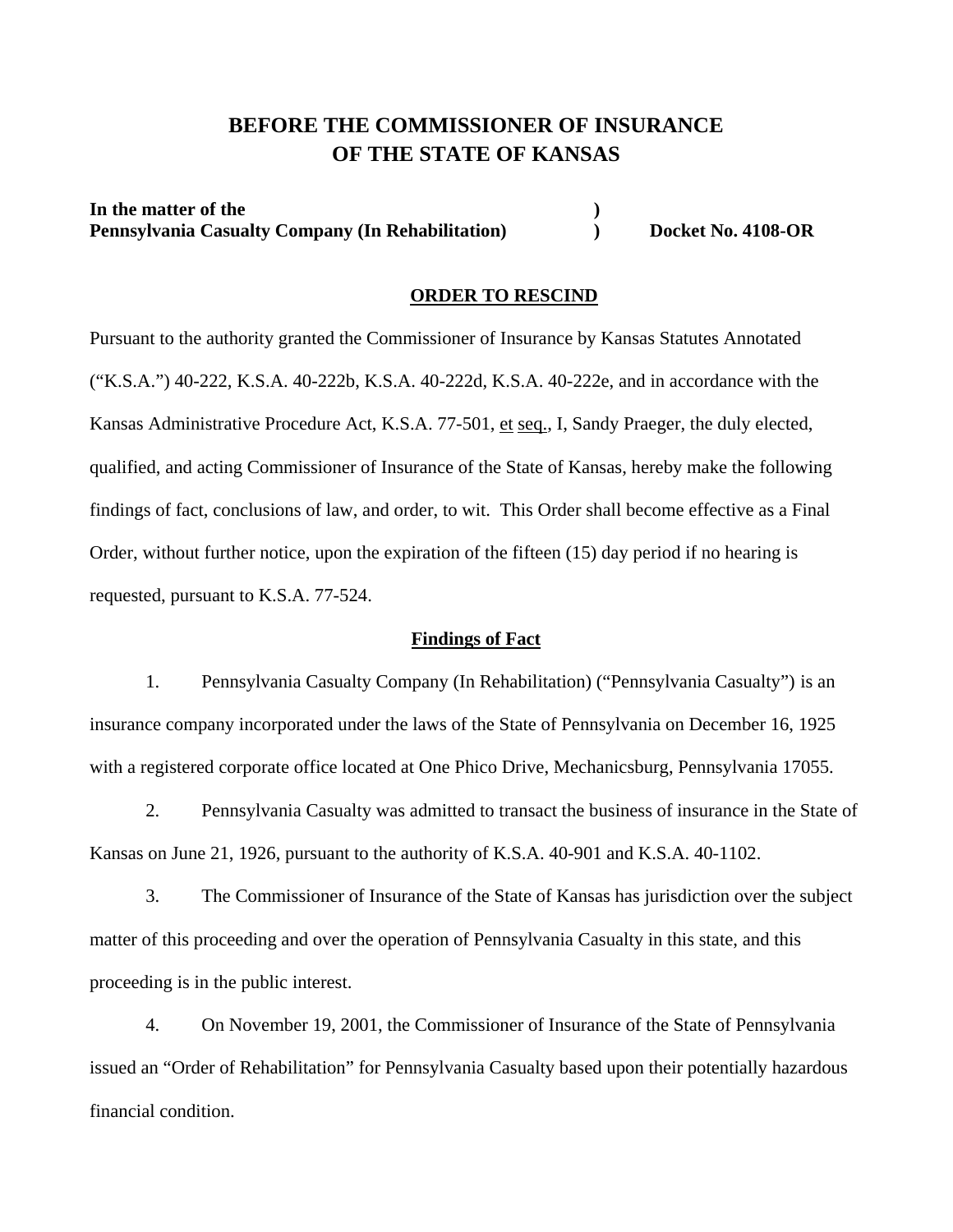# BEFORE THE COMMISSIONER OF INSURANCE OF THE STATE OF KANSAS

**In the matter of the** )
**Pennsylvania Casualty Company (In Rehabilitation)** ) **Docket No. 4108-OR**

## ORDER TO RESCIND

Pursuant to the authority granted the Commissioner of Insurance by Kansas Statutes Annotated ("K.S.A.") 40-222, K.S.A. 40-222b, K.S.A. 40-222d, K.S.A. 40-222e, and in accordance with the Kansas Administrative Procedure Act, K.S.A. 77-501, et seq., I, Sandy Praeger, the duly elected, qualified, and acting Commissioner of Insurance of the State of Kansas, hereby make the following findings of fact, conclusions of law, and order, to wit. This Order shall become effective as a Final Order, without further notice, upon the expiration of the fifteen (15) day period if no hearing is requested, pursuant to K.S.A. 77-524.

### Findings of Fact

1. Pennsylvania Casualty Company (In Rehabilitation) ("Pennsylvania Casualty") is an insurance company incorporated under the laws of the State of Pennsylvania on December 16, 1925 with a registered corporate office located at One Phico Drive, Mechanicsburg, Pennsylvania 17055.

2. Pennsylvania Casualty was admitted to transact the business of insurance in the State of Kansas on June 21, 1926, pursuant to the authority of K.S.A. 40-901 and K.S.A. 40-1102.

3. The Commissioner of Insurance of the State of Kansas has jurisdiction over the subject matter of this proceeding and over the operation of Pennsylvania Casualty in this state, and this proceeding is in the public interest.

4. On November 19, 2001, the Commissioner of Insurance of the State of Pennsylvania issued an "Order of Rehabilitation" for Pennsylvania Casualty based upon their potentially hazardous financial condition.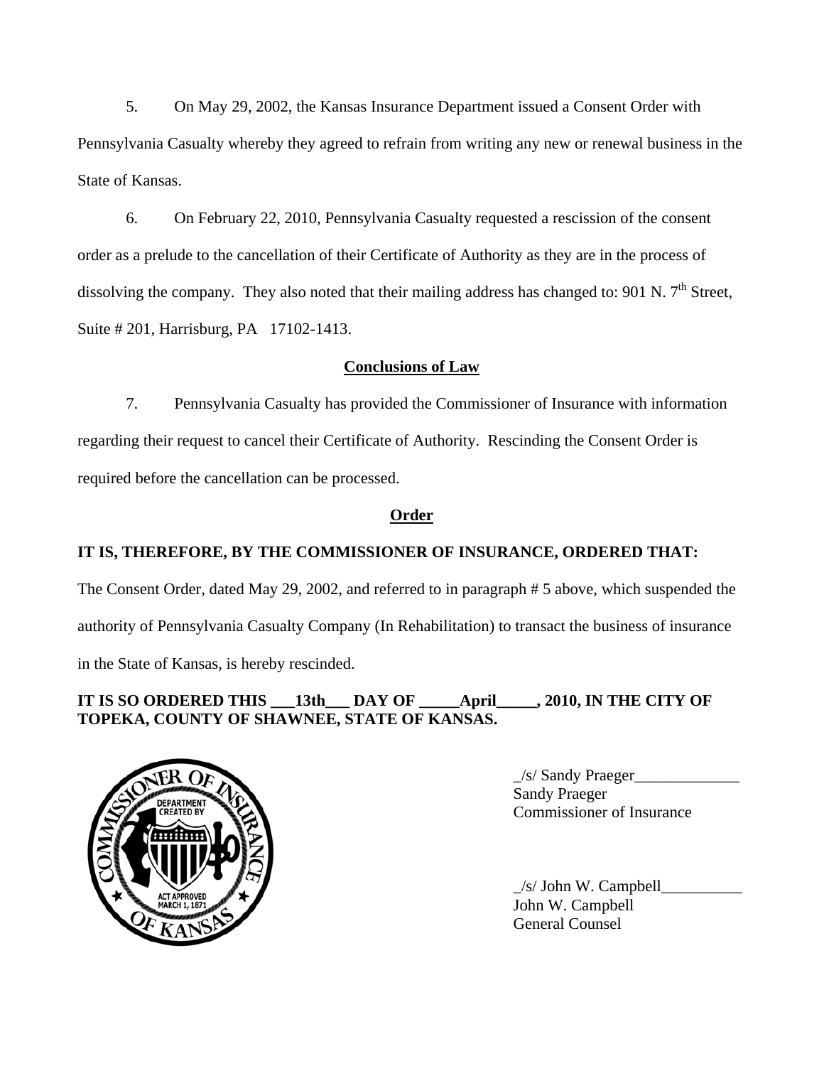5. On May 29, 2002, the Kansas Insurance Department issued a Consent Order with Pennsylvania Casualty whereby they agreed to refrain from writing any new or renewal business in the State of Kansas.

6. On February 22, 2010, Pennsylvania Casualty requested a rescission of the consent order as a prelude to the cancellation of their Certificate of Authority as they are in the process of dissolving the company. They also noted that their mailing address has changed to: 901 N. 7th Street, Suite # 201, Harrisburg, PA 17102-1413.

## Conclusions of Law

7. Pennsylvania Casualty has provided the Commissioner of Insurance with information regarding their request to cancel their Certificate of Authority. Rescinding the Consent Order is required before the cancellation can be processed.

## Order

**IT IS, THEREFORE, BY THE COMMISSIONER OF INSURANCE, ORDERED THAT:**

The Consent Order, dated May 29, 2002, and referred to in paragraph # 5 above, which suspended the authority of Pennsylvania Casualty Company (In Rehabilitation) to transact the business of insurance in the State of Kansas, is hereby rescinded.

**IT IS SO ORDERED THIS \_\_\_13th\_\_\_ DAY OF \_\_\_\_\_April\_\_\_\_\_, 2010, IN THE CITY OF TOPEKA, COUNTY OF SHAWNEE, STATE OF KANSAS.**

_/s/ Sandy Praeger_____________
Sandy Praeger
Commissioner of Insurance

_/s/ John W. Campbell__________
John W. Campbell
General Counsel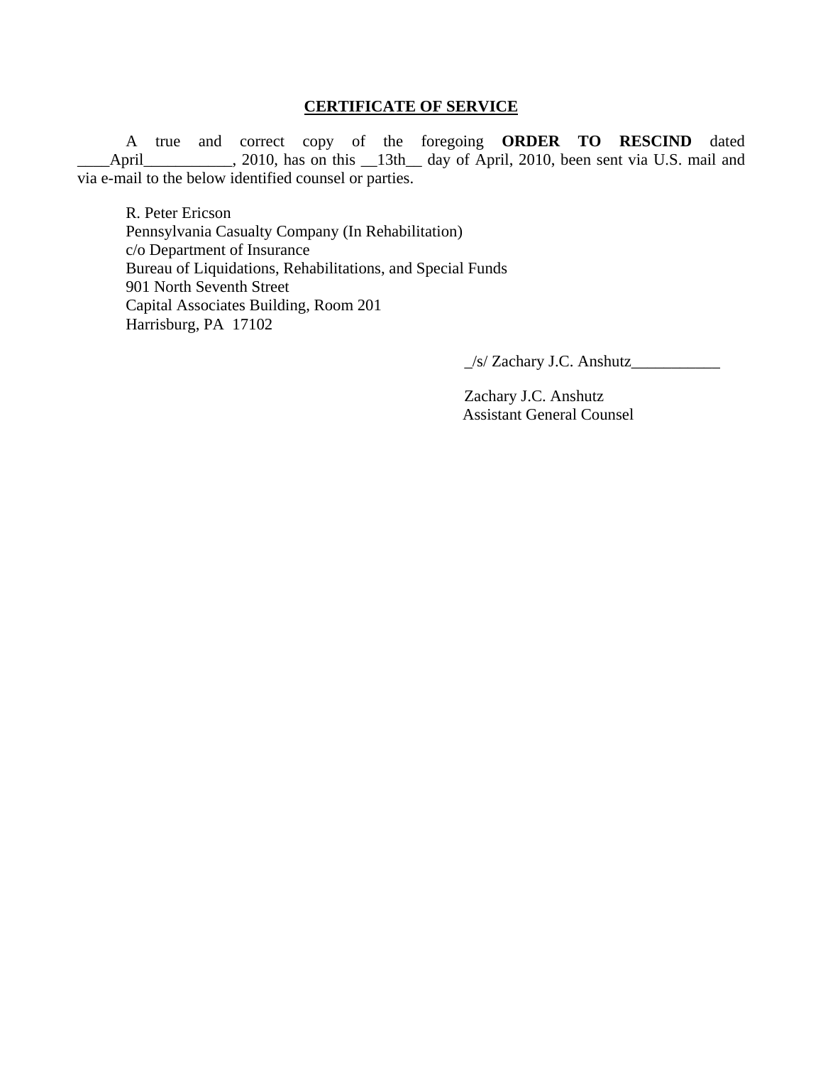## CERTIFICATE OF SERVICE

A true and correct copy of the foregoing **ORDER TO RESCIND** dated ____April___________, 2010, has on this __13th__ day of April, 2010, been sent via U.S. mail and via e-mail to the below identified counsel or parties.

R. Peter Ericson
Pennsylvania Casualty Company (In Rehabilitation)
c/o Department of Insurance
Bureau of Liquidations, Rehabilitations, and Special Funds
901 North Seventh Street
Capital Associates Building, Room 201
Harrisburg, PA 17102

_/s/ Zachary J.C. Anshutz___________

Zachary J.C. Anshutz
Assistant General Counsel